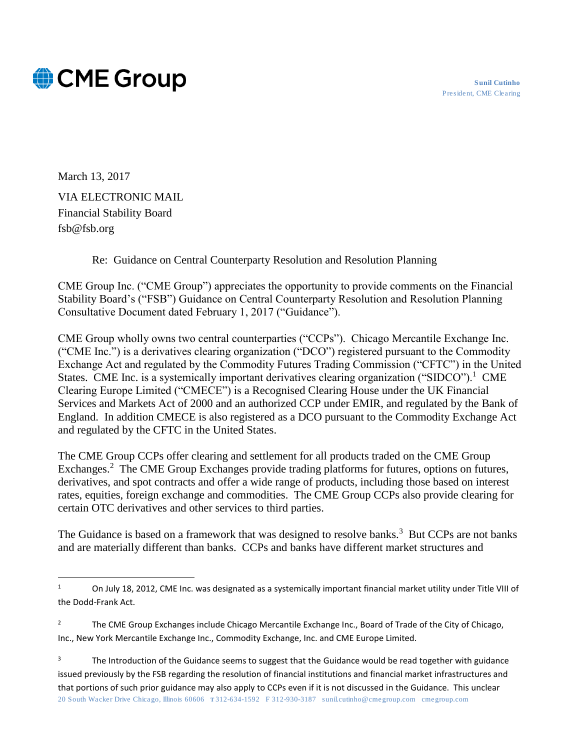CME Group

**Sunil Cutinho**
President, CME Clearing

March 13, 2017

VIA ELECTRONIC MAIL
Financial Stability Board
fsb@fsb.org

Re: Guidance on Central Counterparty Resolution and Resolution Planning

CME Group Inc. ("CME Group") appreciates the opportunity to provide comments on the Financial Stability Board's ("FSB") Guidance on Central Counterparty Resolution and Resolution Planning Consultative Document dated February 1, 2017 ("Guidance").

CME Group wholly owns two central counterparties ("CCPs"). Chicago Mercantile Exchange Inc. ("CME Inc.") is a derivatives clearing organization ("DCO") registered pursuant to the Commodity Exchange Act and regulated by the Commodity Futures Trading Commission ("CFTC") in the United States. CME Inc. is a systemically important derivatives clearing organization ("SIDCO").[1] CME Clearing Europe Limited ("CMECE") is a Recognised Clearing House under the UK Financial Services and Markets Act of 2000 and an authorized CCP under EMIR, and regulated by the Bank of England. In addition CMECE is also registered as a DCO pursuant to the Commodity Exchange Act and regulated by the CFTC in the United States.

The CME Group CCPs offer clearing and settlement for all products traded on the CME Group Exchanges.[2] The CME Group Exchanges provide trading platforms for futures, options on futures, derivatives, and spot contracts and offer a wide range of products, including those based on interest rates, equities, foreign exchange and commodities. The CME Group CCPs also provide clearing for certain OTC derivatives and other services to third parties.

The Guidance is based on a framework that was designed to resolve banks.[3] But CCPs are not banks and are materially different than banks. CCPs and banks have different market structures and

---

[1] On July 18, 2012, CME Inc. was designated as a systemically important financial market utility under Title VIII of the Dodd-Frank Act.

[2] The CME Group Exchanges include Chicago Mercantile Exchange Inc., Board of Trade of the City of Chicago, Inc., New York Mercantile Exchange Inc., Commodity Exchange, Inc. and CME Europe Limited.

[3] The Introduction of the Guidance seems to suggest that the Guidance would be read together with guidance issued previously by the FSB regarding the resolution of financial institutions and financial market infrastructures and that portions of such prior guidance may also apply to CCPs even if it is not discussed in the Guidance. This unclear

20 South Wacker Drive Chicago, Illinois 60606 T 312-634-1592 F 312-930-3187 sunil.cutinho@cmegroup.com cmegroup.com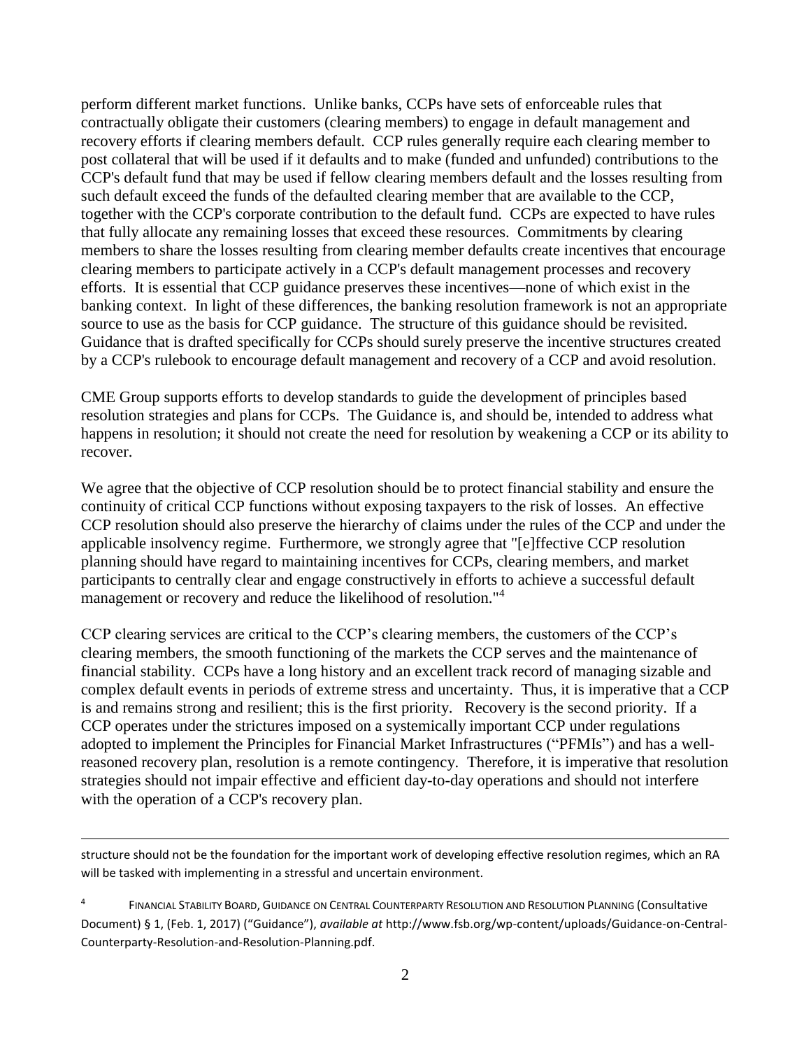perform different market functions. Unlike banks, CCPs have sets of enforceable rules that contractually obligate their customers (clearing members) to engage in default management and recovery efforts if clearing members default. CCP rules generally require each clearing member to post collateral that will be used if it defaults and to make (funded and unfunded) contributions to the CCP's default fund that may be used if fellow clearing members default and the losses resulting from such default exceed the funds of the defaulted clearing member that are available to the CCP, together with the CCP's corporate contribution to the default fund. CCPs are expected to have rules that fully allocate any remaining losses that exceed these resources. Commitments by clearing members to share the losses resulting from clearing member defaults create incentives that encourage clearing members to participate actively in a CCP's default management processes and recovery efforts. It is essential that CCP guidance preserves these incentives—none of which exist in the banking context. In light of these differences, the banking resolution framework is not an appropriate source to use as the basis for CCP guidance. The structure of this guidance should be revisited. Guidance that is drafted specifically for CCPs should surely preserve the incentive structures created by a CCP's rulebook to encourage default management and recovery of a CCP and avoid resolution.

CME Group supports efforts to develop standards to guide the development of principles based resolution strategies and plans for CCPs. The Guidance is, and should be, intended to address what happens in resolution; it should not create the need for resolution by weakening a CCP or its ability to recover.

We agree that the objective of CCP resolution should be to protect financial stability and ensure the continuity of critical CCP functions without exposing taxpayers to the risk of losses. An effective CCP resolution should also preserve the hierarchy of claims under the rules of the CCP and under the applicable insolvency regime. Furthermore, we strongly agree that "[e]ffective CCP resolution planning should have regard to maintaining incentives for CCPs, clearing members, and market participants to centrally clear and engage constructively in efforts to achieve a successful default management or recovery and reduce the likelihood of resolution."[4]

CCP clearing services are critical to the CCP's clearing members, the customers of the CCP's clearing members, the smooth functioning of the markets the CCP serves and the maintenance of financial stability. CCPs have a long history and an excellent track record of managing sizable and complex default events in periods of extreme stress and uncertainty. Thus, it is imperative that a CCP is and remains strong and resilient; this is the first priority. Recovery is the second priority. If a CCP operates under the strictures imposed on a systemically important CCP under regulations adopted to implement the Principles for Financial Market Infrastructures ("PFMIs") and has a well-reasoned recovery plan, resolution is a remote contingency. Therefore, it is imperative that resolution strategies should not impair effective and efficient day-to-day operations and should not interfere with the operation of a CCP's recovery plan.

---

structure should not be the foundation for the important work of developing effective resolution regimes, which an RA will be tasked with implementing in a stressful and uncertain environment.

[4] FINANCIAL STABILITY BOARD, GUIDANCE ON CENTRAL COUNTERPARTY RESOLUTION AND RESOLUTION PLANNING (Consultative Document) § 1, (Feb. 1, 2017) ("Guidance"), *available at* http://www.fsb.org/wp-content/uploads/Guidance-on-Central-Counterparty-Resolution-and-Resolution-Planning.pdf.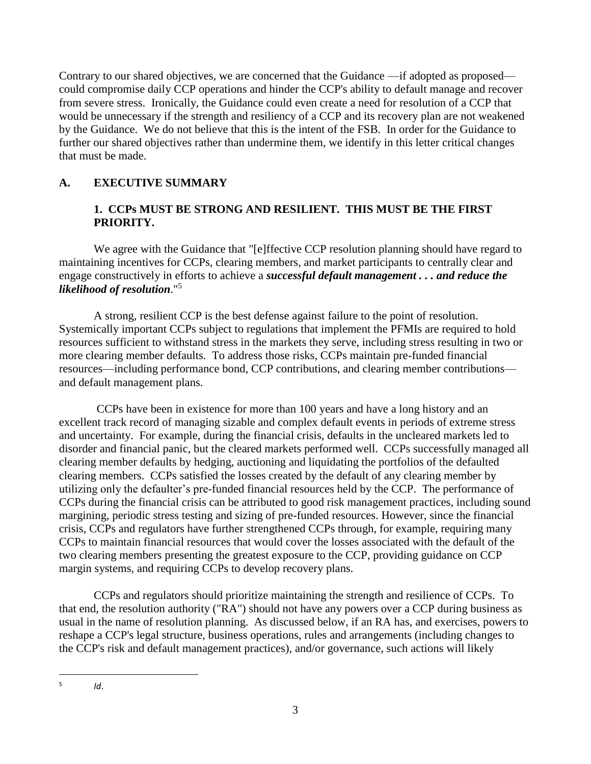Contrary to our shared objectives, we are concerned that the Guidance —if adopted as proposed—could compromise daily CCP operations and hinder the CCP's ability to default manage and recover from severe stress. Ironically, the Guidance could even create a need for resolution of a CCP that would be unnecessary if the strength and resiliency of a CCP and its recovery plan are not weakened by the Guidance. We do not believe that this is the intent of the FSB. In order for the Guidance to further our shared objectives rather than undermine them, we identify in this letter critical changes that must be made.

## A. EXECUTIVE SUMMARY

### 1. CCPs MUST BE STRONG AND RESILIENT. THIS MUST BE THE FIRST PRIORITY.

We agree with the Guidance that "[e]ffective CCP resolution planning should have regard to maintaining incentives for CCPs, clearing members, and market participants to centrally clear and engage constructively in efforts to achieve a ***successful default management . . . and reduce the likelihood of resolution***."[5]

A strong, resilient CCP is the best defense against failure to the point of resolution. Systemically important CCPs subject to regulations that implement the PFMIs are required to hold resources sufficient to withstand stress in the markets they serve, including stress resulting in two or more clearing member defaults. To address those risks, CCPs maintain pre-funded financial resources—including performance bond, CCP contributions, and clearing member contributions—and default management plans.

CCPs have been in existence for more than 100 years and have a long history and an excellent track record of managing sizable and complex default events in periods of extreme stress and uncertainty. For example, during the financial crisis, defaults in the uncleared markets led to disorder and financial panic, but the cleared markets performed well. CCPs successfully managed all clearing member defaults by hedging, auctioning and liquidating the portfolios of the defaulted clearing members. CCPs satisfied the losses created by the default of any clearing member by utilizing only the defaulter's pre-funded financial resources held by the CCP. The performance of CCPs during the financial crisis can be attributed to good risk management practices, including sound margining, periodic stress testing and sizing of pre-funded resources. However, since the financial crisis, CCPs and regulators have further strengthened CCPs through, for example, requiring many CCPs to maintain financial resources that would cover the losses associated with the default of the two clearing members presenting the greatest exposure to the CCP, providing guidance on CCP margin systems, and requiring CCPs to develop recovery plans.

CCPs and regulators should prioritize maintaining the strength and resilience of CCPs. To that end, the resolution authority ("RA") should not have any powers over a CCP during business as usual in the name of resolution planning. As discussed below, if an RA has, and exercises, powers to reshape a CCP's legal structure, business operations, rules and arrangements (including changes to the CCP's risk and default management practices), and/or governance, such actions will likely

[5] *Id*.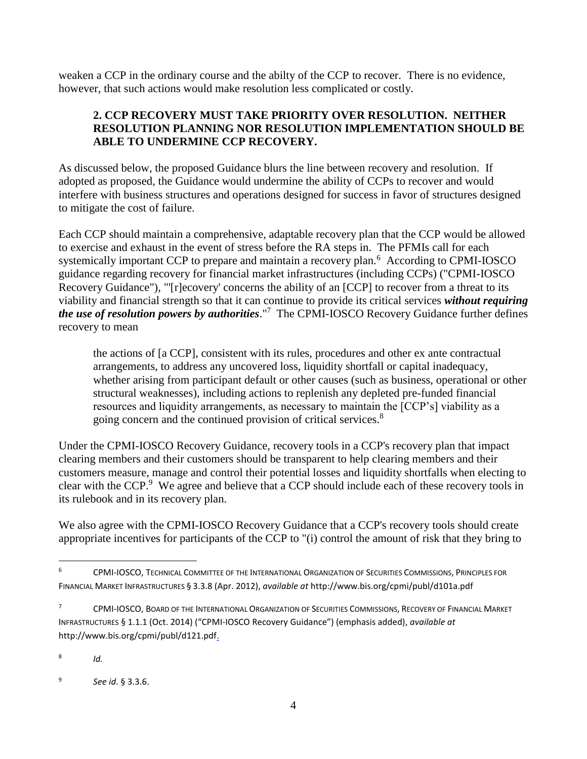weaken a CCP in the ordinary course and the abilty of the CCP to recover. There is no evidence, however, that such actions would make resolution less complicated or costly.

**2. CCP RECOVERY MUST TAKE PRIORITY OVER RESOLUTION. NEITHER RESOLUTION PLANNING NOR RESOLUTION IMPLEMENTATION SHOULD BE ABLE TO UNDERMINE CCP RECOVERY.**

As discussed below, the proposed Guidance blurs the line between recovery and resolution. If adopted as proposed, the Guidance would undermine the ability of CCPs to recover and would interfere with business structures and operations designed for success in favor of structures designed to mitigate the cost of failure.

Each CCP should maintain a comprehensive, adaptable recovery plan that the CCP would be allowed to exercise and exhaust in the event of stress before the RA steps in. The PFMIs call for each systemically important CCP to prepare and maintain a recovery plan.[6] According to CPMI-IOSCO guidance regarding recovery for financial market infrastructures (including CCPs) ("CPMI-IOSCO Recovery Guidance"), "'[r]ecovery' concerns the ability of an [CCP] to recover from a threat to its viability and financial strength so that it can continue to provide its critical services ***without requiring the use of resolution powers by authorities***."[7] The CPMI-IOSCO Recovery Guidance further defines recovery to mean

> the actions of [a CCP], consistent with its rules, procedures and other ex ante contractual arrangements, to address any uncovered loss, liquidity shortfall or capital inadequacy, whether arising from participant default or other causes (such as business, operational or other structural weaknesses), including actions to replenish any depleted pre-funded financial resources and liquidity arrangements, as necessary to maintain the [CCP's] viability as a going concern and the continued provision of critical services.[8]

Under the CPMI-IOSCO Recovery Guidance, recovery tools in a CCP's recovery plan that impact clearing members and their customers should be transparent to help clearing members and their customers measure, manage and control their potential losses and liquidity shortfalls when electing to clear with the CCP.[9] We agree and believe that a CCP should include each of these recovery tools in its rulebook and in its recovery plan.

We also agree with the CPMI-IOSCO Recovery Guidance that a CCP's recovery tools should create appropriate incentives for participants of the CCP to "(i) control the amount of risk that they bring to

---

[6] CPMI-IOSCO, Technical Committee of the International Organization of Securities Commissions, Principles for Financial Market Infrastructures § 3.3.8 (Apr. 2012), *available at* http://www.bis.org/cpmi/publ/d101a.pdf

[7] CPMI-IOSCO, Board of the International Organization of Securities Commissions, Recovery of Financial Market Infrastructures § 1.1.1 (Oct. 2014) ("CPMI-IOSCO Recovery Guidance") (emphasis added), *available at* http://www.bis.org/cpmi/publ/d121.pdf.

[8] *Id.*

[9] *See id*. § 3.3.6.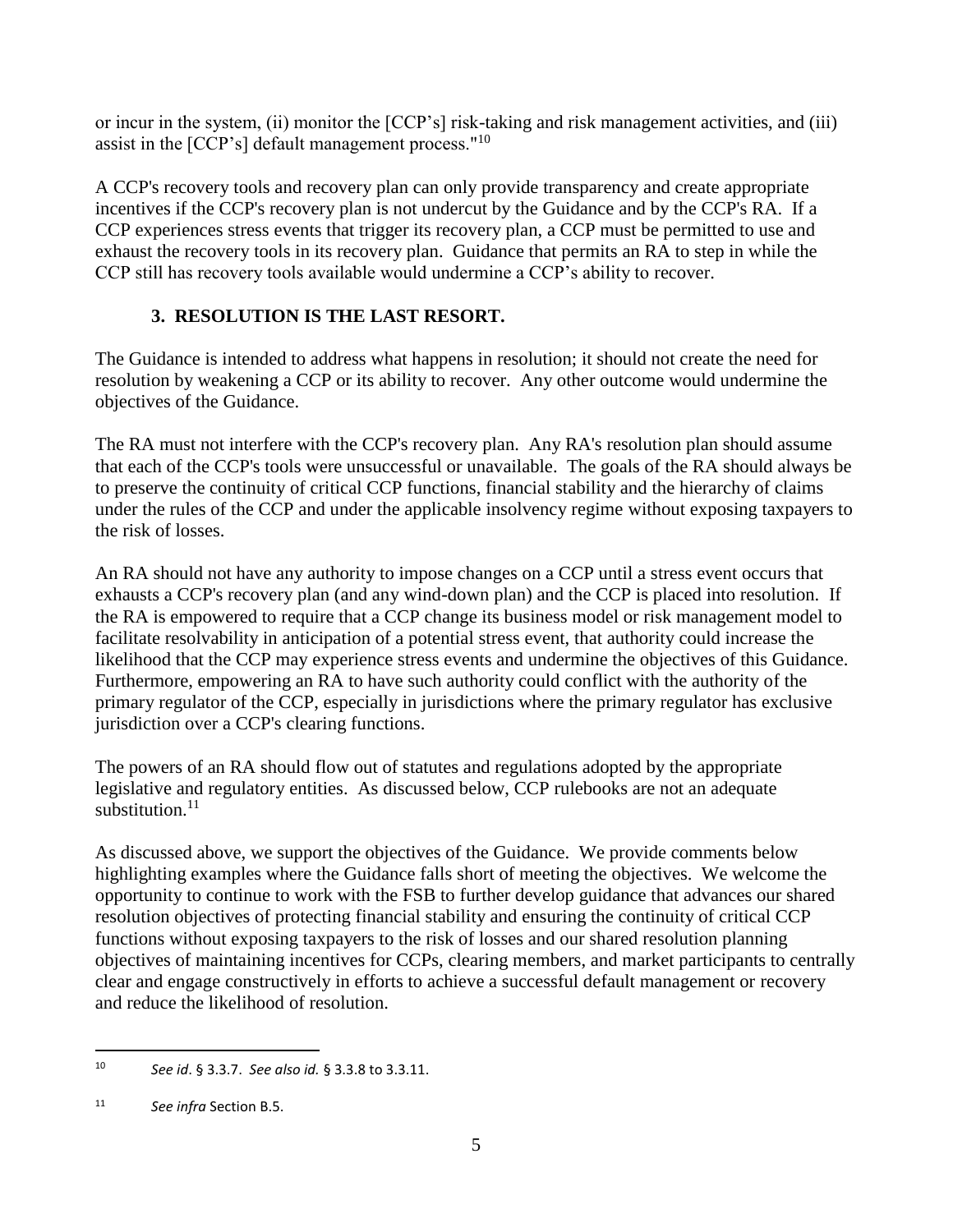or incur in the system, (ii) monitor the [CCP's] risk-taking and risk management activities, and (iii) assist in the [CCP's] default management process."[10]

A CCP's recovery tools and recovery plan can only provide transparency and create appropriate incentives if the CCP's recovery plan is not undercut by the Guidance and by the CCP's RA. If a CCP experiences stress events that trigger its recovery plan, a CCP must be permitted to use and exhaust the recovery tools in its recovery plan. Guidance that permits an RA to step in while the CCP still has recovery tools available would undermine a CCP's ability to recover.

### 3. RESOLUTION IS THE LAST RESORT.

The Guidance is intended to address what happens in resolution; it should not create the need for resolution by weakening a CCP or its ability to recover. Any other outcome would undermine the objectives of the Guidance.

The RA must not interfere with the CCP's recovery plan. Any RA's resolution plan should assume that each of the CCP's tools were unsuccessful or unavailable. The goals of the RA should always be to preserve the continuity of critical CCP functions, financial stability and the hierarchy of claims under the rules of the CCP and under the applicable insolvency regime without exposing taxpayers to the risk of losses.

An RA should not have any authority to impose changes on a CCP until a stress event occurs that exhausts a CCP's recovery plan (and any wind-down plan) and the CCP is placed into resolution. If the RA is empowered to require that a CCP change its business model or risk management model to facilitate resolvability in anticipation of a potential stress event, that authority could increase the likelihood that the CCP may experience stress events and undermine the objectives of this Guidance. Furthermore, empowering an RA to have such authority could conflict with the authority of the primary regulator of the CCP, especially in jurisdictions where the primary regulator has exclusive jurisdiction over a CCP's clearing functions.

The powers of an RA should flow out of statutes and regulations adopted by the appropriate legislative and regulatory entities. As discussed below, CCP rulebooks are not an adequate substitution.[11]

As discussed above, we support the objectives of the Guidance. We provide comments below highlighting examples where the Guidance falls short of meeting the objectives. We welcome the opportunity to continue to work with the FSB to further develop guidance that advances our shared resolution objectives of protecting financial stability and ensuring the continuity of critical CCP functions without exposing taxpayers to the risk of losses and our shared resolution planning objectives of maintaining incentives for CCPs, clearing members, and market participants to centrally clear and engage constructively in efforts to achieve a successful default management or recovery and reduce the likelihood of resolution.

---

[10] *See id*. § 3.3.7. *See also id.* § 3.3.8 to 3.3.11.

[11] *See infra* Section B.5.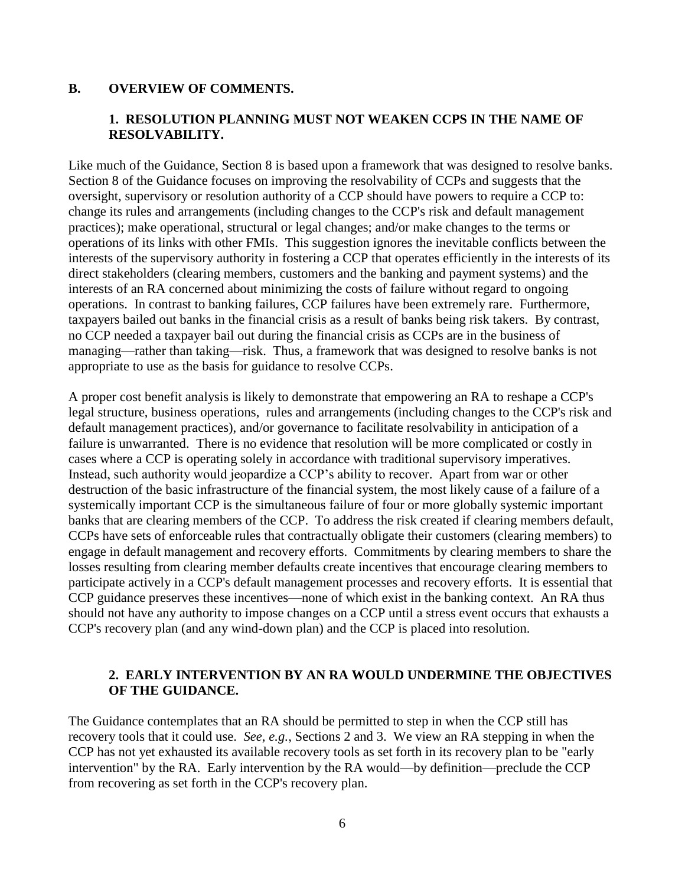## B. OVERVIEW OF COMMENTS.

### 1. RESOLUTION PLANNING MUST NOT WEAKEN CCPS IN THE NAME OF RESOLVABILITY.

Like much of the Guidance, Section 8 is based upon a framework that was designed to resolve banks. Section 8 of the Guidance focuses on improving the resolvability of CCPs and suggests that the oversight, supervisory or resolution authority of a CCP should have powers to require a CCP to: change its rules and arrangements (including changes to the CCP's risk and default management practices); make operational, structural or legal changes; and/or make changes to the terms or operations of its links with other FMIs. This suggestion ignores the inevitable conflicts between the interests of the supervisory authority in fostering a CCP that operates efficiently in the interests of its direct stakeholders (clearing members, customers and the banking and payment systems) and the interests of an RA concerned about minimizing the costs of failure without regard to ongoing operations. In contrast to banking failures, CCP failures have been extremely rare. Furthermore, taxpayers bailed out banks in the financial crisis as a result of banks being risk takers. By contrast, no CCP needed a taxpayer bail out during the financial crisis as CCPs are in the business of managing—rather than taking—risk. Thus, a framework that was designed to resolve banks is not appropriate to use as the basis for guidance to resolve CCPs.

A proper cost benefit analysis is likely to demonstrate that empowering an RA to reshape a CCP's legal structure, business operations, rules and arrangements (including changes to the CCP's risk and default management practices), and/or governance to facilitate resolvability in anticipation of a failure is unwarranted. There is no evidence that resolution will be more complicated or costly in cases where a CCP is operating solely in accordance with traditional supervisory imperatives. Instead, such authority would jeopardize a CCP's ability to recover. Apart from war or other destruction of the basic infrastructure of the financial system, the most likely cause of a failure of a systemically important CCP is the simultaneous failure of four or more globally systemic important banks that are clearing members of the CCP. To address the risk created if clearing members default, CCPs have sets of enforceable rules that contractually obligate their customers (clearing members) to engage in default management and recovery efforts. Commitments by clearing members to share the losses resulting from clearing member defaults create incentives that encourage clearing members to participate actively in a CCP's default management processes and recovery efforts. It is essential that CCP guidance preserves these incentives—none of which exist in the banking context. An RA thus should not have any authority to impose changes on a CCP until a stress event occurs that exhausts a CCP's recovery plan (and any wind-down plan) and the CCP is placed into resolution.

### 2. EARLY INTERVENTION BY AN RA WOULD UNDERMINE THE OBJECTIVES OF THE GUIDANCE.

The Guidance contemplates that an RA should be permitted to step in when the CCP still has recovery tools that it could use. *See*, *e.g.*, Sections 2 and 3. We view an RA stepping in when the CCP has not yet exhausted its available recovery tools as set forth in its recovery plan to be "early intervention" by the RA. Early intervention by the RA would—by definition—preclude the CCP from recovering as set forth in the CCP's recovery plan.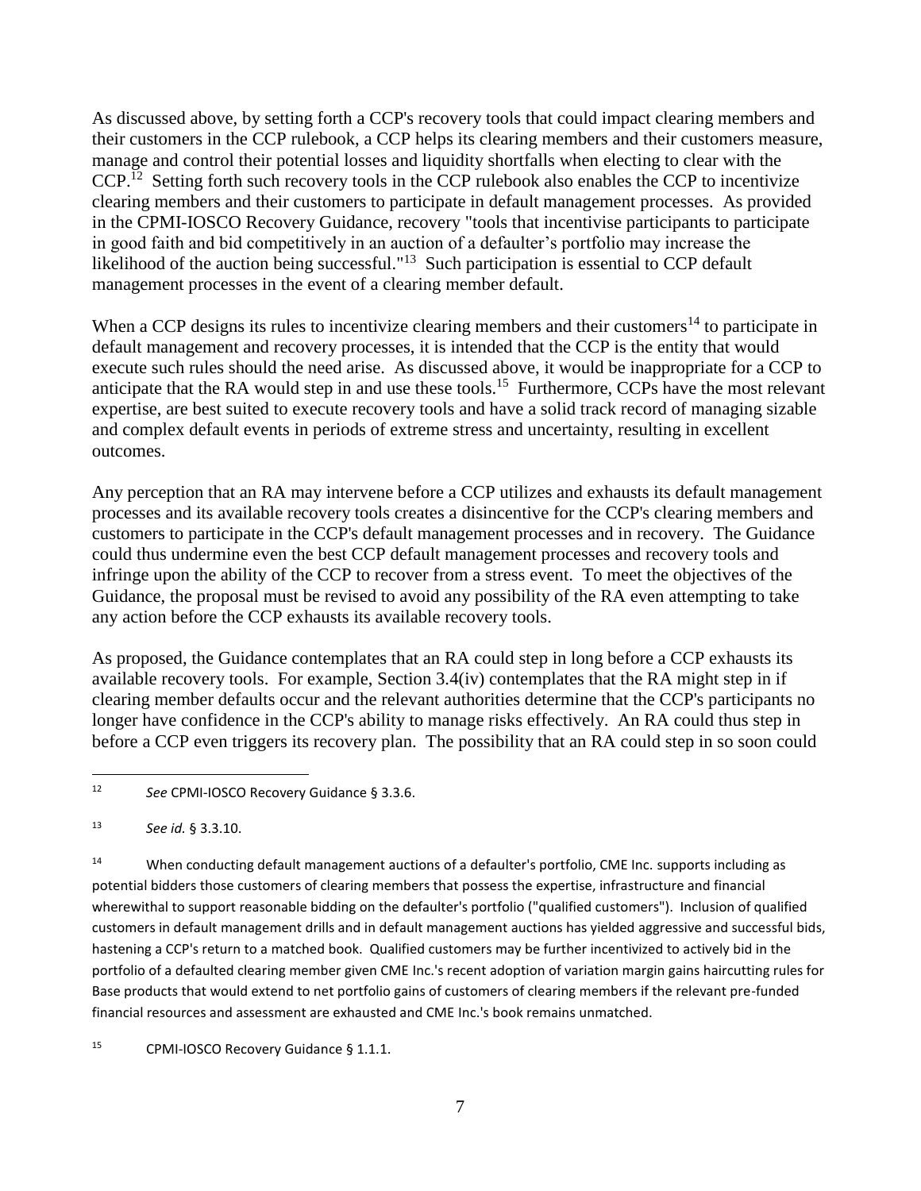As discussed above, by setting forth a CCP's recovery tools that could impact clearing members and their customers in the CCP rulebook, a CCP helps its clearing members and their customers measure, manage and control their potential losses and liquidity shortfalls when electing to clear with the CCP.[12] Setting forth such recovery tools in the CCP rulebook also enables the CCP to incentivize clearing members and their customers to participate in default management processes. As provided in the CPMI-IOSCO Recovery Guidance, recovery "tools that incentivise participants to participate in good faith and bid competitively in an auction of a defaulter's portfolio may increase the likelihood of the auction being successful."[13] Such participation is essential to CCP default management processes in the event of a clearing member default.

When a CCP designs its rules to incentivize clearing members and their customers[14] to participate in default management and recovery processes, it is intended that the CCP is the entity that would execute such rules should the need arise. As discussed above, it would be inappropriate for a CCP to anticipate that the RA would step in and use these tools.[15] Furthermore, CCPs have the most relevant expertise, are best suited to execute recovery tools and have a solid track record of managing sizable and complex default events in periods of extreme stress and uncertainty, resulting in excellent outcomes.

Any perception that an RA may intervene before a CCP utilizes and exhausts its default management processes and its available recovery tools creates a disincentive for the CCP's clearing members and customers to participate in the CCP's default management processes and in recovery. The Guidance could thus undermine even the best CCP default management processes and recovery tools and infringe upon the ability of the CCP to recover from a stress event. To meet the objectives of the Guidance, the proposal must be revised to avoid any possibility of the RA even attempting to take any action before the CCP exhausts its available recovery tools.

As proposed, the Guidance contemplates that an RA could step in long before a CCP exhausts its available recovery tools. For example, Section 3.4(iv) contemplates that the RA might step in if clearing member defaults occur and the relevant authorities determine that the CCP's participants no longer have confidence in the CCP's ability to manage risks effectively. An RA could thus step in before a CCP even triggers its recovery plan. The possibility that an RA could step in so soon could

---

[12] *See* CPMI-IOSCO Recovery Guidance § 3.3.6.

[13] *See id.* § 3.3.10.

[14] When conducting default management auctions of a defaulter's portfolio, CME Inc. supports including as potential bidders those customers of clearing members that possess the expertise, infrastructure and financial wherewithal to support reasonable bidding on the defaulter's portfolio ("qualified customers"). Inclusion of qualified customers in default management drills and in default management auctions has yielded aggressive and successful bids, hastening a CCP's return to a matched book. Qualified customers may be further incentivized to actively bid in the portfolio of a defaulted clearing member given CME Inc.'s recent adoption of variation margin gains haircutting rules for Base products that would extend to net portfolio gains of customers of clearing members if the relevant pre-funded financial resources and assessment are exhausted and CME Inc.'s book remains unmatched.

[15] CPMI-IOSCO Recovery Guidance § 1.1.1.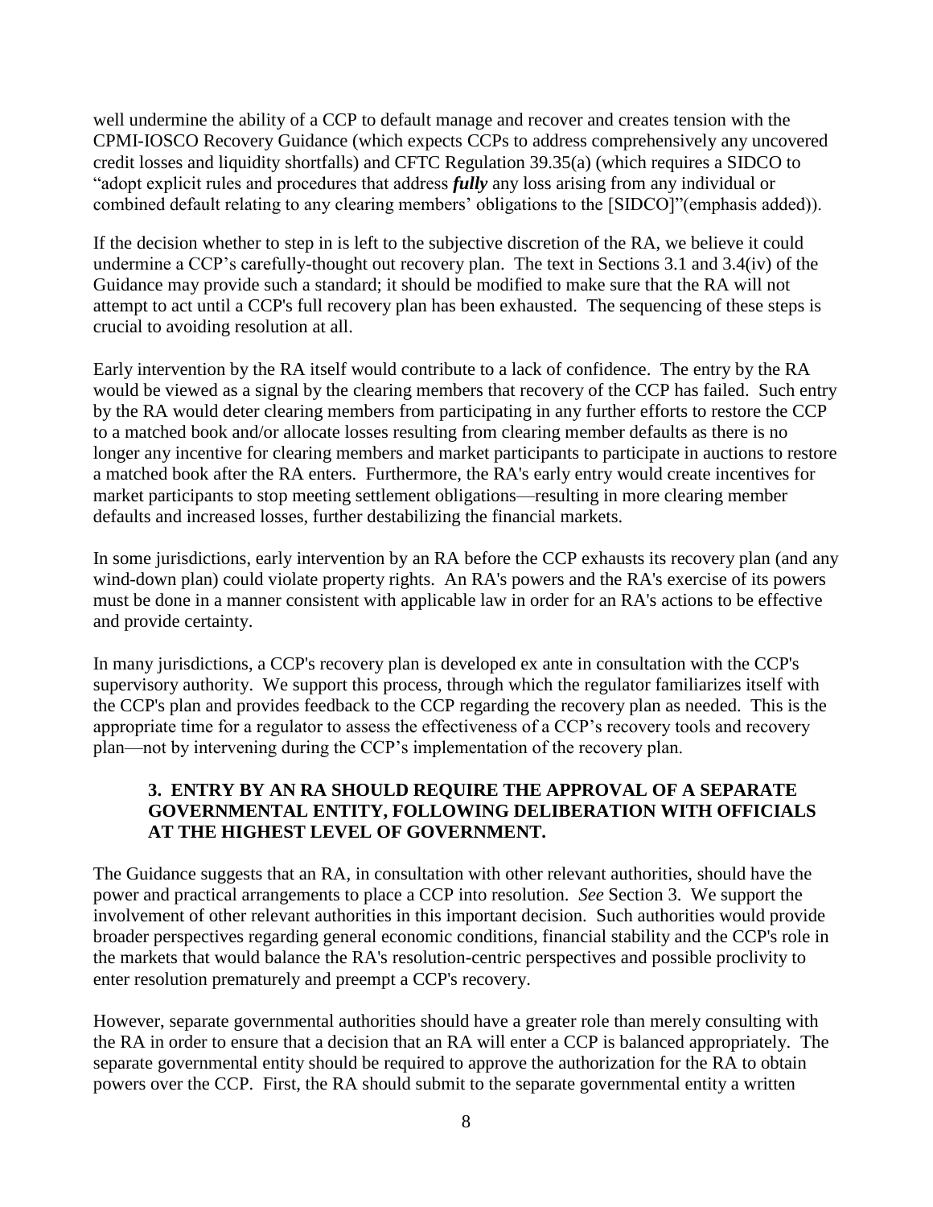well undermine the ability of a CCP to default manage and recover and creates tension with the CPMI-IOSCO Recovery Guidance (which expects CCPs to address comprehensively any uncovered credit losses and liquidity shortfalls) and CFTC Regulation 39.35(a) (which requires a SIDCO to "adopt explicit rules and procedures that address ***fully*** any loss arising from any individual or combined default relating to any clearing members' obligations to the [SIDCO]"(emphasis added)).

If the decision whether to step in is left to the subjective discretion of the RA, we believe it could undermine a CCP's carefully-thought out recovery plan. The text in Sections 3.1 and 3.4(iv) of the Guidance may provide such a standard; it should be modified to make sure that the RA will not attempt to act until a CCP's full recovery plan has been exhausted. The sequencing of these steps is crucial to avoiding resolution at all.

Early intervention by the RA itself would contribute to a lack of confidence. The entry by the RA would be viewed as a signal by the clearing members that recovery of the CCP has failed. Such entry by the RA would deter clearing members from participating in any further efforts to restore the CCP to a matched book and/or allocate losses resulting from clearing member defaults as there is no longer any incentive for clearing members and market participants to participate in auctions to restore a matched book after the RA enters. Furthermore, the RA's early entry would create incentives for market participants to stop meeting settlement obligations—resulting in more clearing member defaults and increased losses, further destabilizing the financial markets.

In some jurisdictions, early intervention by an RA before the CCP exhausts its recovery plan (and any wind-down plan) could violate property rights. An RA's powers and the RA's exercise of its powers must be done in a manner consistent with applicable law in order for an RA's actions to be effective and provide certainty.

In many jurisdictions, a CCP's recovery plan is developed ex ante in consultation with the CCP's supervisory authority. We support this process, through which the regulator familiarizes itself with the CCP's plan and provides feedback to the CCP regarding the recovery plan as needed. This is the appropriate time for a regulator to assess the effectiveness of a CCP's recovery tools and recovery plan—not by intervening during the CCP's implementation of the recovery plan.

### 3. ENTRY BY AN RA SHOULD REQUIRE THE APPROVAL OF A SEPARATE GOVERNMENTAL ENTITY, FOLLOWING DELIBERATION WITH OFFICIALS AT THE HIGHEST LEVEL OF GOVERNMENT.

The Guidance suggests that an RA, in consultation with other relevant authorities, should have the power and practical arrangements to place a CCP into resolution. *See* Section 3. We support the involvement of other relevant authorities in this important decision. Such authorities would provide broader perspectives regarding general economic conditions, financial stability and the CCP's role in the markets that would balance the RA's resolution-centric perspectives and possible proclivity to enter resolution prematurely and preempt a CCP's recovery.

However, separate governmental authorities should have a greater role than merely consulting with the RA in order to ensure that a decision that an RA will enter a CCP is balanced appropriately. The separate governmental entity should be required to approve the authorization for the RA to obtain powers over the CCP. First, the RA should submit to the separate governmental entity a written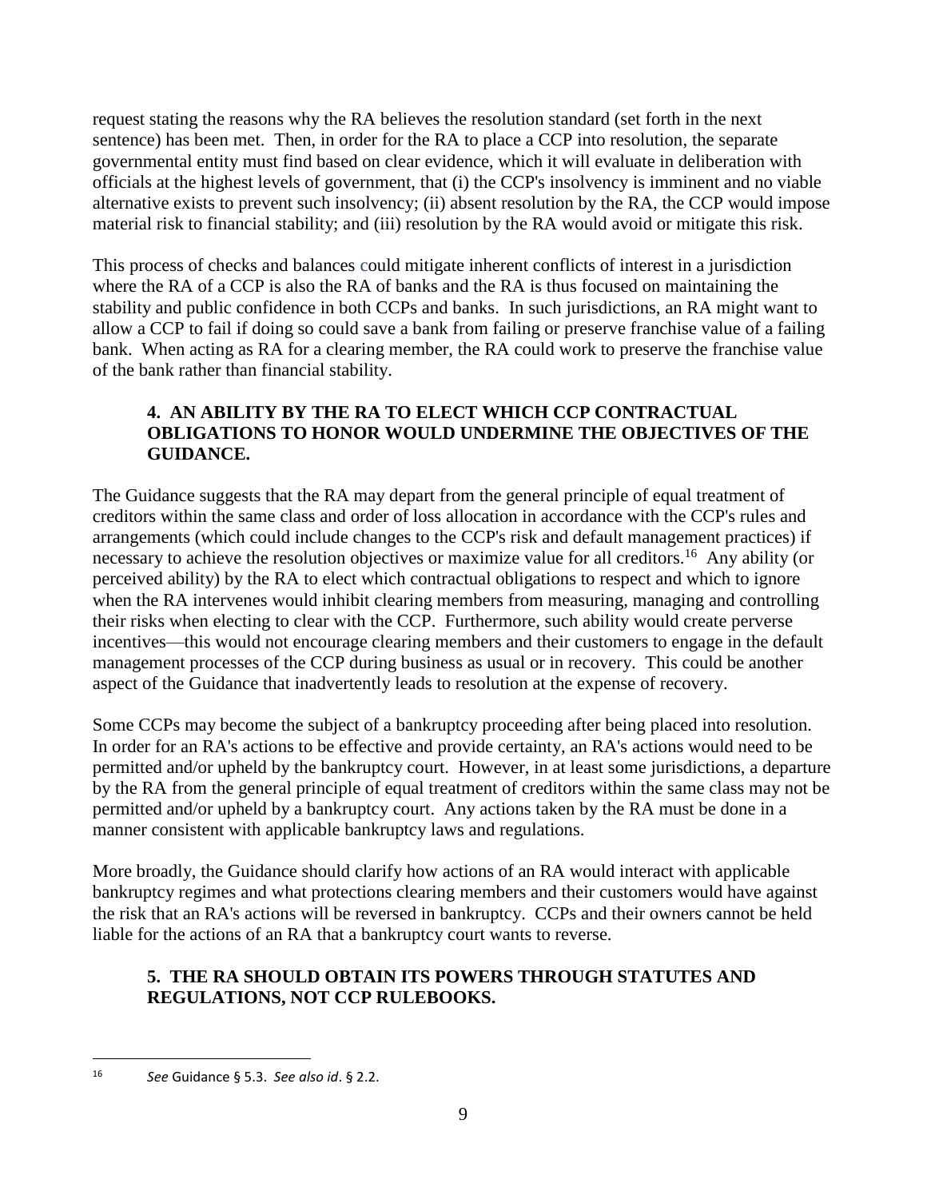request stating the reasons why the RA believes the resolution standard (set forth in the next sentence) has been met. Then, in order for the RA to place a CCP into resolution, the separate governmental entity must find based on clear evidence, which it will evaluate in deliberation with officials at the highest levels of government, that (i) the CCP's insolvency is imminent and no viable alternative exists to prevent such insolvency; (ii) absent resolution by the RA, the CCP would impose material risk to financial stability; and (iii) resolution by the RA would avoid or mitigate this risk.

This process of checks and balances could mitigate inherent conflicts of interest in a jurisdiction where the RA of a CCP is also the RA of banks and the RA is thus focused on maintaining the stability and public confidence in both CCPs and banks. In such jurisdictions, an RA might want to allow a CCP to fail if doing so could save a bank from failing or preserve franchise value of a failing bank. When acting as RA for a clearing member, the RA could work to preserve the franchise value of the bank rather than financial stability.

### 4. AN ABILITY BY THE RA TO ELECT WHICH CCP CONTRACTUAL OBLIGATIONS TO HONOR WOULD UNDERMINE THE OBJECTIVES OF THE GUIDANCE.

The Guidance suggests that the RA may depart from the general principle of equal treatment of creditors within the same class and order of loss allocation in accordance with the CCP's rules and arrangements (which could include changes to the CCP's risk and default management practices) if necessary to achieve the resolution objectives or maximize value for all creditors.[16] Any ability (or perceived ability) by the RA to elect which contractual obligations to respect and which to ignore when the RA intervenes would inhibit clearing members from measuring, managing and controlling their risks when electing to clear with the CCP. Furthermore, such ability would create perverse incentives—this would not encourage clearing members and their customers to engage in the default management processes of the CCP during business as usual or in recovery. This could be another aspect of the Guidance that inadvertently leads to resolution at the expense of recovery.

Some CCPs may become the subject of a bankruptcy proceeding after being placed into resolution. In order for an RA's actions to be effective and provide certainty, an RA's actions would need to be permitted and/or upheld by the bankruptcy court. However, in at least some jurisdictions, a departure by the RA from the general principle of equal treatment of creditors within the same class may not be permitted and/or upheld by a bankruptcy court. Any actions taken by the RA must be done in a manner consistent with applicable bankruptcy laws and regulations.

More broadly, the Guidance should clarify how actions of an RA would interact with applicable bankruptcy regimes and what protections clearing members and their customers would have against the risk that an RA's actions will be reversed in bankruptcy. CCPs and their owners cannot be held liable for the actions of an RA that a bankruptcy court wants to reverse.

### 5. THE RA SHOULD OBTAIN ITS POWERS THROUGH STATUTES AND REGULATIONS, NOT CCP RULEBOOKS.

---

[16] *See* Guidance § 5.3. *See also id*. § 2.2.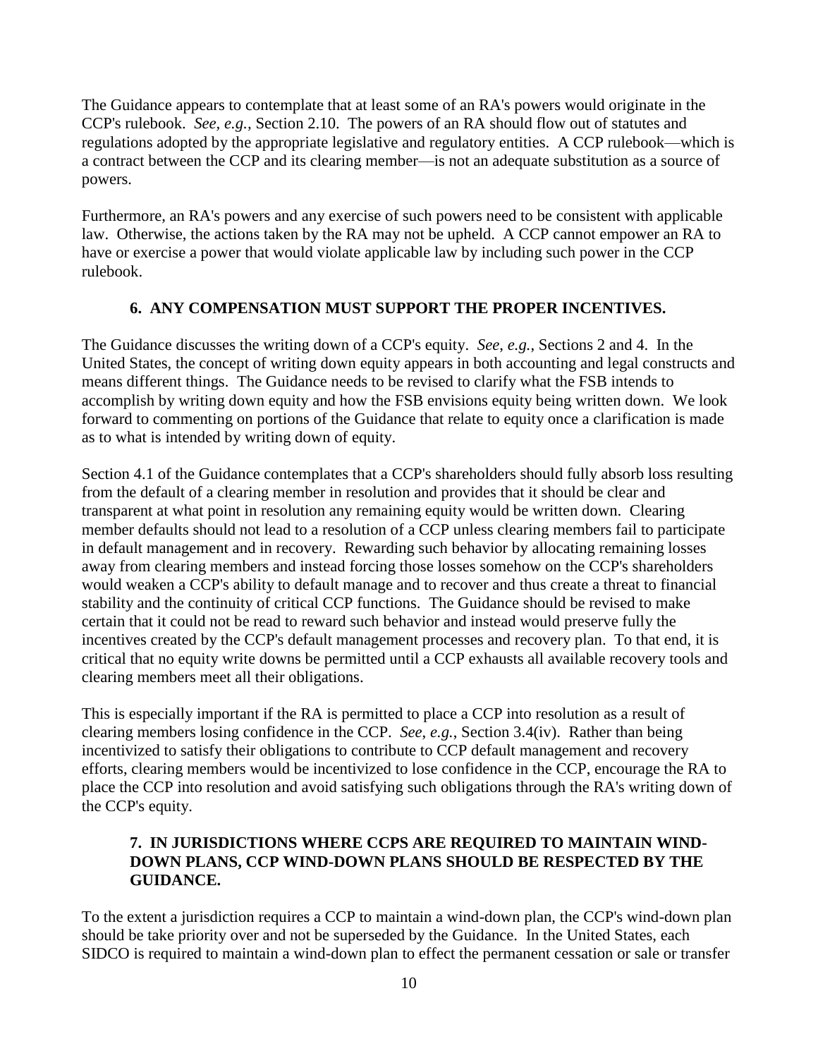The Guidance appears to contemplate that at least some of an RA's powers would originate in the CCP's rulebook. *See, e.g.,* Section 2.10. The powers of an RA should flow out of statutes and regulations adopted by the appropriate legislative and regulatory entities. A CCP rulebook—which is a contract between the CCP and its clearing member—is not an adequate substitution as a source of powers.

Furthermore, an RA's powers and any exercise of such powers need to be consistent with applicable law. Otherwise, the actions taken by the RA may not be upheld. A CCP cannot empower an RA to have or exercise a power that would violate applicable law by including such power in the CCP rulebook.

### 6. ANY COMPENSATION MUST SUPPORT THE PROPER INCENTIVES.

The Guidance discusses the writing down of a CCP's equity. *See, e.g.,* Sections 2 and 4. In the United States, the concept of writing down equity appears in both accounting and legal constructs and means different things. The Guidance needs to be revised to clarify what the FSB intends to accomplish by writing down equity and how the FSB envisions equity being written down. We look forward to commenting on portions of the Guidance that relate to equity once a clarification is made as to what is intended by writing down of equity.

Section 4.1 of the Guidance contemplates that a CCP's shareholders should fully absorb loss resulting from the default of a clearing member in resolution and provides that it should be clear and transparent at what point in resolution any remaining equity would be written down. Clearing member defaults should not lead to a resolution of a CCP unless clearing members fail to participate in default management and in recovery. Rewarding such behavior by allocating remaining losses away from clearing members and instead forcing those losses somehow on the CCP's shareholders would weaken a CCP's ability to default manage and to recover and thus create a threat to financial stability and the continuity of critical CCP functions. The Guidance should be revised to make certain that it could not be read to reward such behavior and instead would preserve fully the incentives created by the CCP's default management processes and recovery plan. To that end, it is critical that no equity write downs be permitted until a CCP exhausts all available recovery tools and clearing members meet all their obligations.

This is especially important if the RA is permitted to place a CCP into resolution as a result of clearing members losing confidence in the CCP. *See, e.g.,* Section 3.4(iv). Rather than being incentivized to satisfy their obligations to contribute to CCP default management and recovery efforts, clearing members would be incentivized to lose confidence in the CCP, encourage the RA to place the CCP into resolution and avoid satisfying such obligations through the RA's writing down of the CCP's equity.

### 7. IN JURISDICTIONS WHERE CCPS ARE REQUIRED TO MAINTAIN WIND-DOWN PLANS, CCP WIND-DOWN PLANS SHOULD BE RESPECTED BY THE GUIDANCE.

To the extent a jurisdiction requires a CCP to maintain a wind-down plan, the CCP's wind-down plan should be take priority over and not be superseded by the Guidance. In the United States, each SIDCO is required to maintain a wind-down plan to effect the permanent cessation or sale or transfer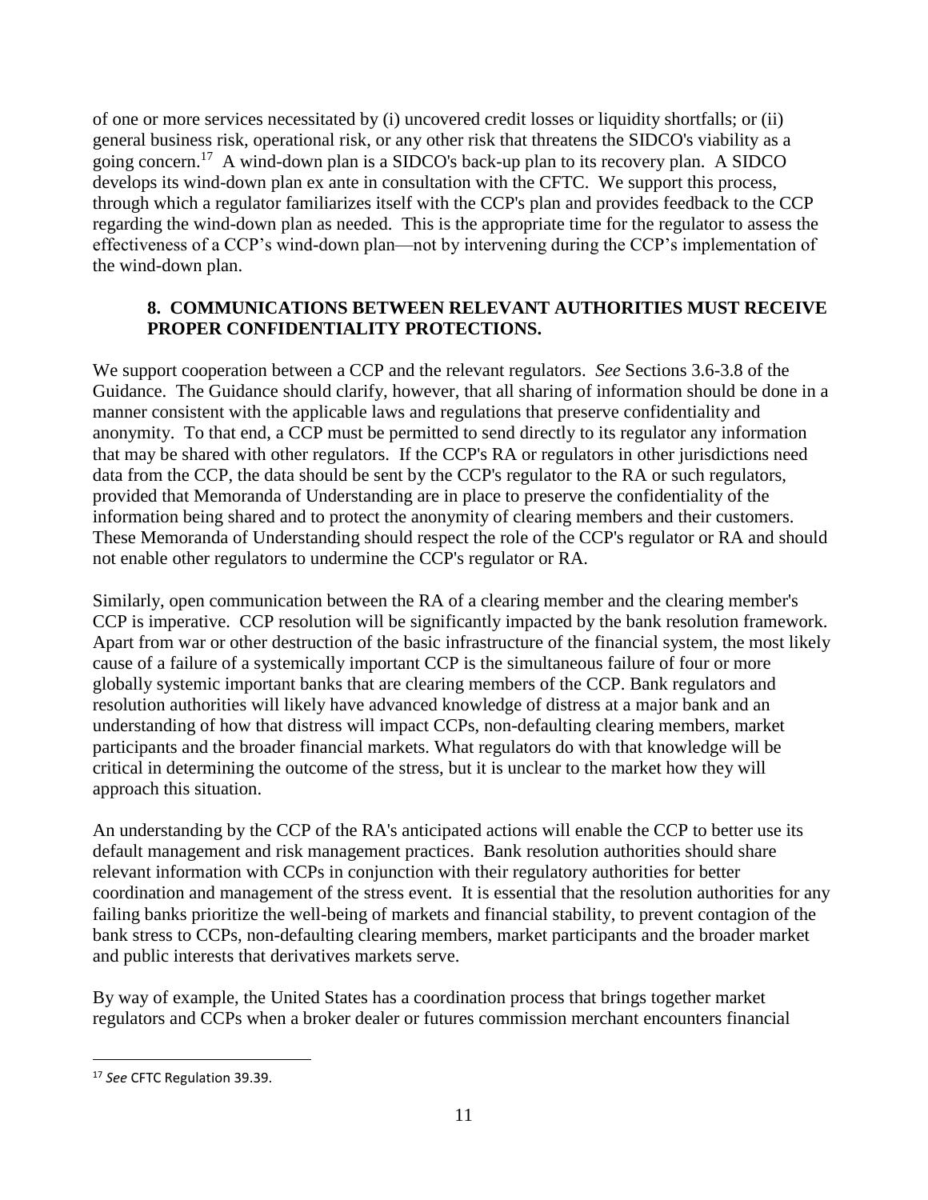of one or more services necessitated by (i) uncovered credit losses or liquidity shortfalls; or (ii) general business risk, operational risk, or any other risk that threatens the SIDCO's viability as a going concern.[17] A wind-down plan is a SIDCO's back-up plan to its recovery plan. A SIDCO develops its wind-down plan ex ante in consultation with the CFTC. We support this process, through which a regulator familiarizes itself with the CCP's plan and provides feedback to the CCP regarding the wind-down plan as needed. This is the appropriate time for the regulator to assess the effectiveness of a CCP's wind-down plan—not by intervening during the CCP's implementation of the wind-down plan.

## 8. COMMUNICATIONS BETWEEN RELEVANT AUTHORITIES MUST RECEIVE PROPER CONFIDENTIALITY PROTECTIONS.

We support cooperation between a CCP and the relevant regulators. *See* Sections 3.6-3.8 of the Guidance. The Guidance should clarify, however, that all sharing of information should be done in a manner consistent with the applicable laws and regulations that preserve confidentiality and anonymity. To that end, a CCP must be permitted to send directly to its regulator any information that may be shared with other regulators. If the CCP's RA or regulators in other jurisdictions need data from the CCP, the data should be sent by the CCP's regulator to the RA or such regulators, provided that Memoranda of Understanding are in place to preserve the confidentiality of the information being shared and to protect the anonymity of clearing members and their customers. These Memoranda of Understanding should respect the role of the CCP's regulator or RA and should not enable other regulators to undermine the CCP's regulator or RA.

Similarly, open communication between the RA of a clearing member and the clearing member's CCP is imperative. CCP resolution will be significantly impacted by the bank resolution framework. Apart from war or other destruction of the basic infrastructure of the financial system, the most likely cause of a failure of a systemically important CCP is the simultaneous failure of four or more globally systemic important banks that are clearing members of the CCP. Bank regulators and resolution authorities will likely have advanced knowledge of distress at a major bank and an understanding of how that distress will impact CCPs, non-defaulting clearing members, market participants and the broader financial markets. What regulators do with that knowledge will be critical in determining the outcome of the stress, but it is unclear to the market how they will approach this situation.

An understanding by the CCP of the RA's anticipated actions will enable the CCP to better use its default management and risk management practices. Bank resolution authorities should share relevant information with CCPs in conjunction with their regulatory authorities for better coordination and management of the stress event. It is essential that the resolution authorities for any failing banks prioritize the well-being of markets and financial stability, to prevent contagion of the bank stress to CCPs, non-defaulting clearing members, market participants and the broader market and public interests that derivatives markets serve.

By way of example, the United States has a coordination process that brings together market regulators and CCPs when a broker dealer or futures commission merchant encounters financial

---

[17] *See* CFTC Regulation 39.39.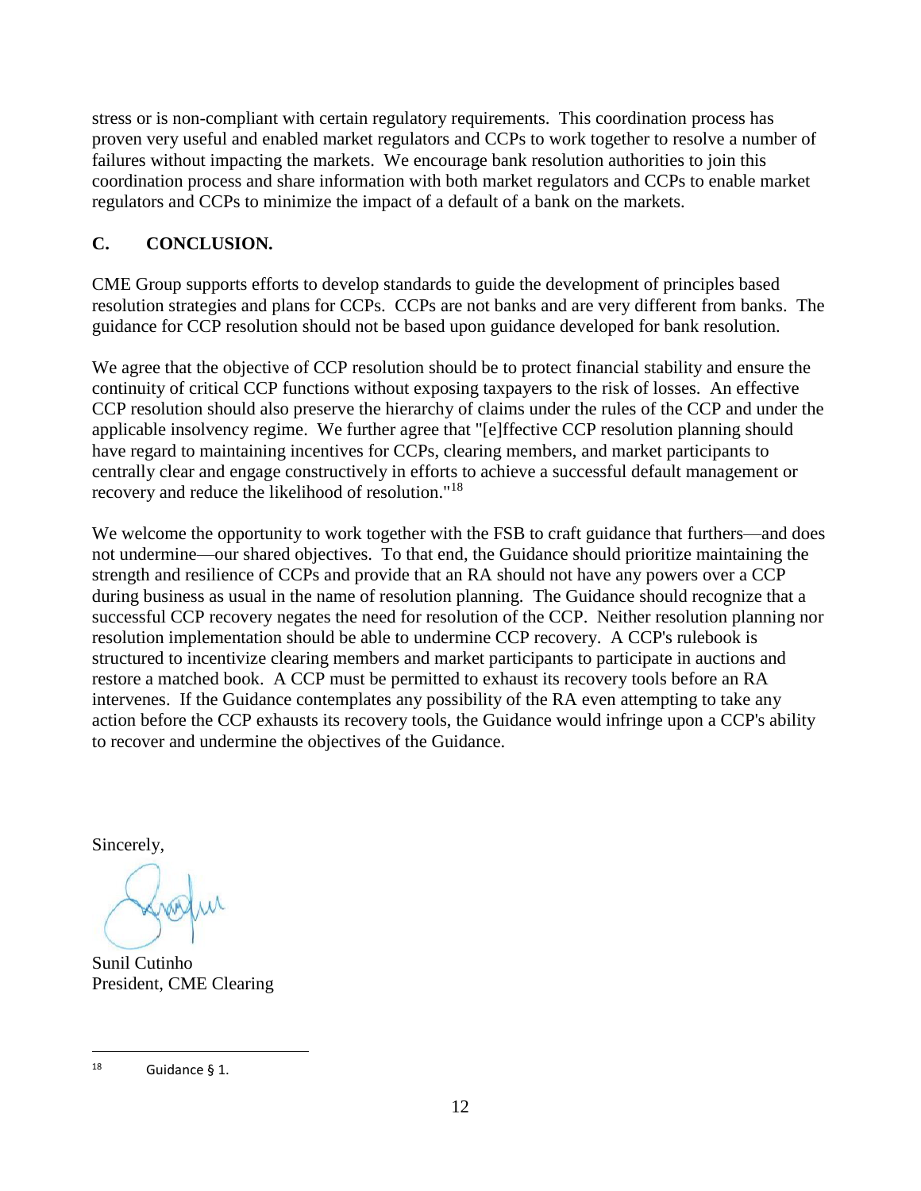stress or is non-compliant with certain regulatory requirements. This coordination process has proven very useful and enabled market regulators and CCPs to work together to resolve a number of failures without impacting the markets. We encourage bank resolution authorities to join this coordination process and share information with both market regulators and CCPs to enable market regulators and CCPs to minimize the impact of a default of a bank on the markets.

## C. CONCLUSION.

CME Group supports efforts to develop standards to guide the development of principles based resolution strategies and plans for CCPs. CCPs are not banks and are very different from banks. The guidance for CCP resolution should not be based upon guidance developed for bank resolution.

We agree that the objective of CCP resolution should be to protect financial stability and ensure the continuity of critical CCP functions without exposing taxpayers to the risk of losses. An effective CCP resolution should also preserve the hierarchy of claims under the rules of the CCP and under the applicable insolvency regime. We further agree that "[e]ffective CCP resolution planning should have regard to maintaining incentives for CCPs, clearing members, and market participants to centrally clear and engage constructively in efforts to achieve a successful default management or recovery and reduce the likelihood of resolution."[18]

We welcome the opportunity to work together with the FSB to craft guidance that furthers—and does not undermine—our shared objectives. To that end, the Guidance should prioritize maintaining the strength and resilience of CCPs and provide that an RA should not have any powers over a CCP during business as usual in the name of resolution planning. The Guidance should recognize that a successful CCP recovery negates the need for resolution of the CCP. Neither resolution planning nor resolution implementation should be able to undermine CCP recovery. A CCP's rulebook is structured to incentivize clearing members and market participants to participate in auctions and restore a matched book. A CCP must be permitted to exhaust its recovery tools before an RA intervenes. If the Guidance contemplates any possibility of the RA even attempting to take any action before the CCP exhausts its recovery tools, the Guidance would infringe upon a CCP's ability to recover and undermine the objectives of the Guidance.

Sincerely,

Sunil Cutinho
President, CME Clearing

---

[18] Guidance § 1.